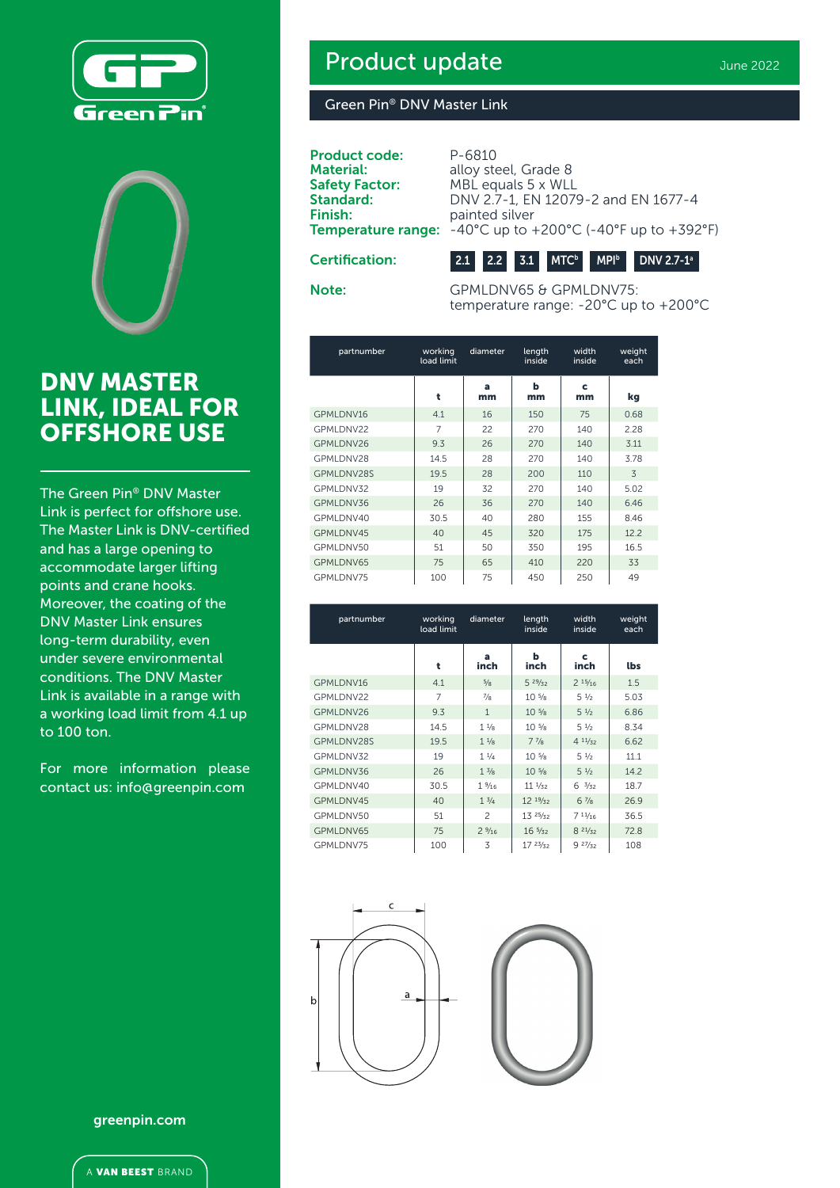# Product update

June 2022

## Green Pin® DNV Master Link

**Product code:** P-6810
**Material:** alloy steel, Grade 8
**Safety Factor:** MBL equals 5 x WLL
**Standard:** DNV 2.7-1, EN 12079-2 and EN 1677-4
**Finish:** painted silver
**Temperature range:** -40°C up to +200°C (-40°F up to +392°F)

**Certification:** 2.1 | 2.2 | 3.1 | MTC[b] | MPI[b] | DNV 2.7-1[a]

**Note:** GPMLDNV65 & GPMLDNV75: temperature range: -20°C up to +200°C

| partnumber | working load limit | diameter | length inside | width inside | weight each |
|---|---|---|---|---|---|
| | t | a mm | b mm | c mm | kg |
| GPMLDNV16 | 4.1 | 16 | 150 | 75 | 0.68 |
| GPMLDNV22 | 7 | 22 | 270 | 140 | 2.28 |
| GPMLDNV26 | 9.3 | 26 | 270 | 140 | 3.11 |
| GPMLDNV28 | 14.5 | 28 | 270 | 140 | 3.78 |
| GPMLDNV28S | 19.5 | 28 | 200 | 110 | 3 |
| GPMLDNV32 | 19 | 32 | 270 | 140 | 5.02 |
| GPMLDNV36 | 26 | 36 | 270 | 140 | 6.46 |
| GPMLDNV40 | 30.5 | 40 | 280 | 155 | 8.46 |
| GPMLDNV45 | 40 | 45 | 320 | 175 | 12.2 |
| GPMLDNV50 | 51 | 50 | 350 | 195 | 16.5 |
| GPMLDNV65 | 75 | 65 | 410 | 220 | 33 |
| GPMLDNV75 | 100 | 75 | 450 | 250 | 49 |

| partnumber | working load limit | diameter | length inside | width inside | weight each |
|---|---|---|---|---|---|
| | t | a inch | b inch | c inch | lbs |
| GPMLDNV16 | 4.1 | 5/8 | 5 29/32 | 2 15/16 | 1.5 |
| GPMLDNV22 | 7 | 7/8 | 10 5/8 | 5 1/2 | 5.03 |
| GPMLDNV26 | 9.3 | 1 | 10 5/8 | 5 1/2 | 6.86 |
| GPMLDNV28 | 14.5 | 1 1/8 | 10 5/8 | 5 1/2 | 8.34 |
| GPMLDNV28S | 19.5 | 1 1/8 | 7 7/8 | 4 11/32 | 6.62 |
| GPMLDNV32 | 19 | 1 1/4 | 10 5/8 | 5 1/2 | 11.1 |
| GPMLDNV36 | 26 | 1 3/8 | 10 5/8 | 5 1/2 | 14.2 |
| GPMLDNV40 | 30.5 | 1 9/16 | 11 1/32 | 6 3/32 | 18.7 |
| GPMLDNV45 | 40 | 1 3/4 | 12 19/32 | 6 7/8 | 26.9 |
| GPMLDNV50 | 51 | 2 | 13 25/32 | 7 11/16 | 36.5 |
| GPMLDNV65 | 75 | 2 9/16 | 16 5/32 | 8 21/32 | 72.8 |
| GPMLDNV75 | 100 | 3 | 17 23/32 | 9 27/32 | 108 |

# DNV MASTER LINK, IDEAL FOR OFFSHORE USE

The Green Pin® DNV Master Link is perfect for offshore use. The Master Link is DNV-certified and has a large opening to accommodate larger lifting points and crane hooks. Moreover, the coating of the DNV Master Link ensures long-term durability, even under severe environmental conditions. The DNV Master Link is available in a range with a working load limit from 4.1 up to 100 ton.

For more information please contact us: info@greenpin.com

greenpin.com

A VAN BEEST BRAND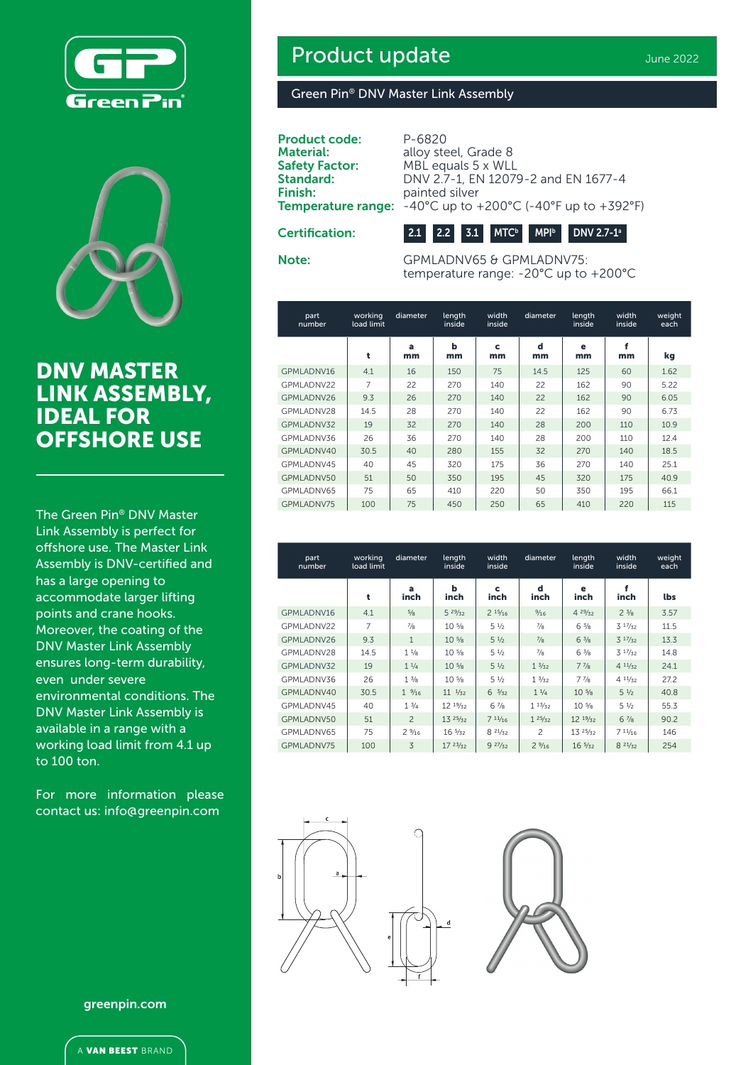# DNV MASTER LINK ASSEMBLY, IDEAL FOR OFFSHORE USE

The Green Pin® DNV Master Link Assembly is perfect for offshore use. The Master Link Assembly is DNV-certified and has a large opening to accommodate larger lifting points and crane hooks. Moreover, the coating of the DNV Master Link Assembly ensures long-term durability, even under severe environmental conditions. The DNV Master Link Assembly is available in a range with a working load limit from 4.1 up to 100 ton.

For more information please contact us: info@greenpin.com

greenpin.com

A VAN BEEST BRAND

## Product update

June 2022

### Green Pin® DNV Master Link Assembly

**Product code:** P-6820
**Material:** alloy steel, Grade 8
**Safety Factor:** MBL equals 5 x WLL
**Standard:** DNV 2.7-1, EN 12079-2 and EN 1677-4
**Finish:** painted silver
**Temperature range:** -40°C up to +200°C (-40°F up to +392°F)

**Certification:** 2.1 | 2.2 | 3.1 | MTC[b] | MPI[b] | DNV 2.7-1[a]

**Note:** GPMLADNV65 & GPMLADNV75: temperature range: -20°C up to +200°C

| part number | working load limit | diameter | length inside | width inside | diameter | length inside | width inside | weight each |
|---|---|---|---|---|---|---|---|---|
| | t | a mm | b mm | c mm | d mm | e mm | f mm | kg |
| GPMLADNV16 | 4.1 | 16 | 150 | 75 | 14.5 | 125 | 60 | 1.62 |
| GPMLADNV22 | 7 | 22 | 270 | 140 | 22 | 162 | 90 | 5.22 |
| GPMLADNV26 | 9.3 | 26 | 270 | 140 | 22 | 162 | 90 | 6.05 |
| GPMLADNV28 | 14.5 | 28 | 270 | 140 | 22 | 162 | 90 | 6.73 |
| GPMLADNV32 | 19 | 32 | 270 | 140 | 28 | 200 | 110 | 10.9 |
| GPMLADNV36 | 26 | 36 | 270 | 140 | 28 | 200 | 110 | 12.4 |
| GPMLADNV40 | 30.5 | 40 | 280 | 155 | 32 | 270 | 140 | 18.5 |
| GPMLADNV45 | 40 | 45 | 320 | 175 | 36 | 270 | 140 | 25.1 |
| GPMLADNV50 | 51 | 50 | 350 | 195 | 45 | 320 | 175 | 40.9 |
| GPMLADNV65 | 75 | 65 | 410 | 220 | 50 | 350 | 195 | 66.1 |
| GPMLADNV75 | 100 | 75 | 450 | 250 | 65 | 410 | 220 | 115 |

| part number | working load limit | diameter | length inside | width inside | diameter | length inside | width inside | weight each |
|---|---|---|---|---|---|---|---|---|
| | t | a inch | b inch | c inch | d inch | e inch | f inch | lbs |
| GPMLADNV16 | 4.1 | 5/8 | 5 29/32 | 2 15/16 | 9/16 | 4 29/32 | 2 3/8 | 3.57 |
| GPMLADNV22 | 7 | 7/8 | 10 5/8 | 5 1/2 | 7/8 | 6 3/8 | 3 17/32 | 11.5 |
| GPMLADNV26 | 9.3 | 1 | 10 5/8 | 5 1/2 | 7/8 | 6 3/8 | 3 17/32 | 13.3 |
| GPMLADNV28 | 14.5 | 1 1/8 | 10 5/8 | 5 1/2 | 7/8 | 6 3/8 | 3 17/32 | 14.8 |
| GPMLADNV32 | 19 | 1 1/4 | 10 5/8 | 5 1/2 | 1 3/32 | 7 7/8 | 4 11/32 | 24.1 |
| GPMLADNV36 | 26 | 1 3/8 | 10 5/8 | 5 1/2 | 1 3/32 | 7 7/8 | 4 11/32 | 27.2 |
| GPMLADNV40 | 30.5 | 1 9/16 | 11 1/32 | 6 3/32 | 1 1/4 | 10 5/8 | 5 1/2 | 40.8 |
| GPMLADNV45 | 40 | 1 3/4 | 12 19/32 | 6 7/8 | 1 13/32 | 10 5/8 | 5 1/2 | 55.3 |
| GPMLADNV50 | 51 | 2 | 13 25/32 | 7 11/16 | 1 25/32 | 12 19/32 | 6 7/8 | 90.2 |
| GPMLADNV65 | 75 | 2 9/16 | 16 5/32 | 8 21/32 | 2 | 13 25/32 | 7 11/16 | 146 |
| GPMLADNV75 | 100 | 3 | 17 23/32 | 9 27/32 | 2 9/16 | 16 5/32 | 8 21/32 | 254 |

c
a
b
d
e
f